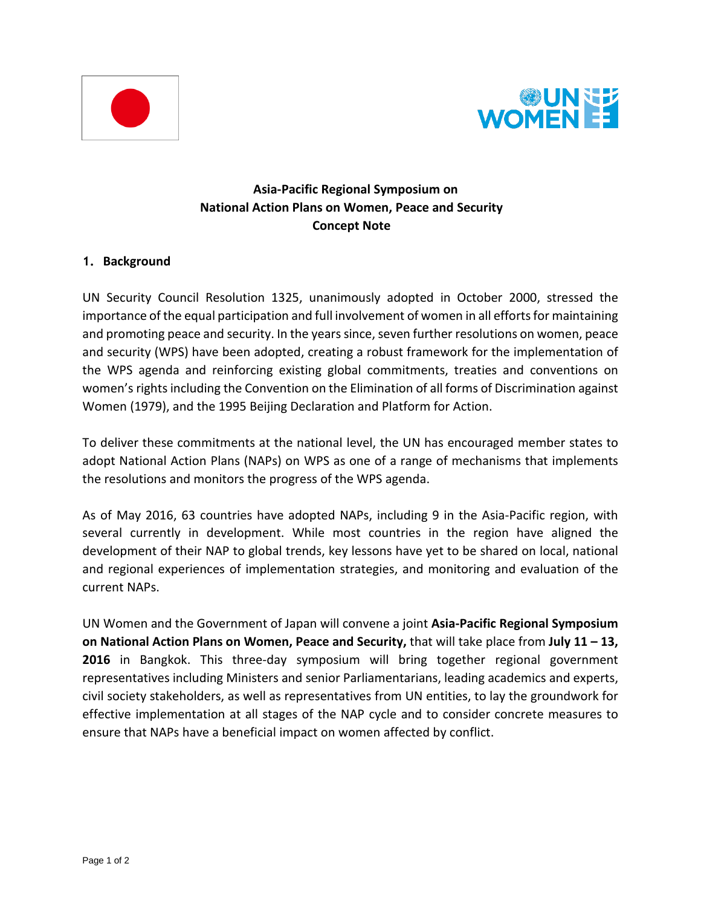**Asia-Pacific Regional Symposium on**
**National Action Plans on Women, Peace and Security**
**Concept Note**

## 1. Background

UN Security Council Resolution 1325, unanimously adopted in October 2000, stressed the importance of the equal participation and full involvement of women in all efforts for maintaining and promoting peace and security. In the years since, seven further resolutions on women, peace and security (WPS) have been adopted, creating a robust framework for the implementation of the WPS agenda and reinforcing existing global commitments, treaties and conventions on women's rights including the Convention on the Elimination of all forms of Discrimination against Women (1979), and the 1995 Beijing Declaration and Platform for Action.

To deliver these commitments at the national level, the UN has encouraged member states to adopt National Action Plans (NAPs) on WPS as one of a range of mechanisms that implements the resolutions and monitors the progress of the WPS agenda.

As of May 2016, 63 countries have adopted NAPs, including 9 in the Asia-Pacific region, with several currently in development. While most countries in the region have aligned the development of their NAP to global trends, key lessons have yet to be shared on local, national and regional experiences of implementation strategies, and monitoring and evaluation of the current NAPs.

UN Women and the Government of Japan will convene a joint **Asia-Pacific Regional Symposium on National Action Plans on Women, Peace and Security,** that will take place from **July 11 – 13, 2016** in Bangkok. This three-day symposium will bring together regional government representatives including Ministers and senior Parliamentarians, leading academics and experts, civil society stakeholders, as well as representatives from UN entities, to lay the groundwork for effective implementation at all stages of the NAP cycle and to consider concrete measures to ensure that NAPs have a beneficial impact on women affected by conflict.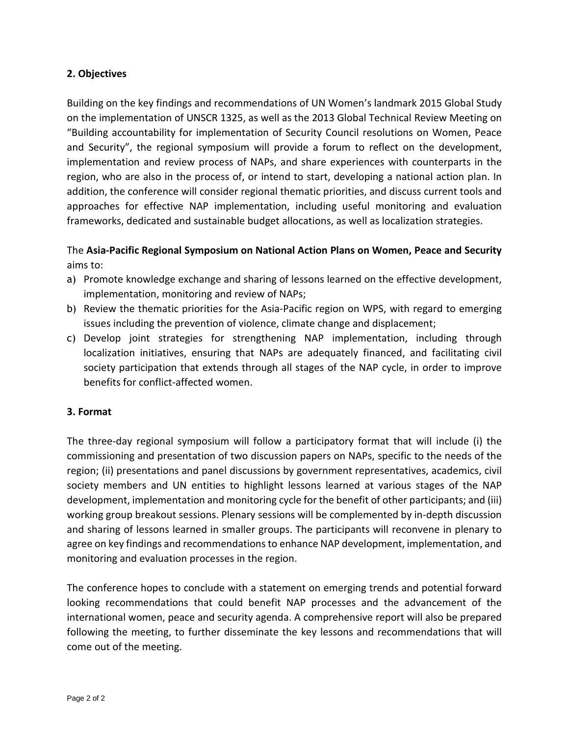**2. Objectives**

Building on the key findings and recommendations of UN Women's landmark 2015 Global Study on the implementation of UNSCR 1325, as well as the 2013 Global Technical Review Meeting on "Building accountability for implementation of Security Council resolutions on Women, Peace and Security", the regional symposium will provide a forum to reflect on the development, implementation and review process of NAPs, and share experiences with counterparts in the region, who are also in the process of, or intend to start, developing a national action plan. In addition, the conference will consider regional thematic priorities, and discuss current tools and approaches for effective NAP implementation, including useful monitoring and evaluation frameworks, dedicated and sustainable budget allocations, as well as localization strategies.

The **Asia-Pacific Regional Symposium on National Action Plans on Women, Peace and Security** aims to:

a) Promote knowledge exchange and sharing of lessons learned on the effective development, implementation, monitoring and review of NAPs;
b) Review the thematic priorities for the Asia-Pacific region on WPS, with regard to emerging issues including the prevention of violence, climate change and displacement;
c) Develop joint strategies for strengthening NAP implementation, including through localization initiatives, ensuring that NAPs are adequately financed, and facilitating civil society participation that extends through all stages of the NAP cycle, in order to improve benefits for conflict-affected women.

**3. Format**

The three-day regional symposium will follow a participatory format that will include (i) the commissioning and presentation of two discussion papers on NAPs, specific to the needs of the region; (ii) presentations and panel discussions by government representatives, academics, civil society members and UN entities to highlight lessons learned at various stages of the NAP development, implementation and monitoring cycle for the benefit of other participants; and (iii) working group breakout sessions. Plenary sessions will be complemented by in-depth discussion and sharing of lessons learned in smaller groups. The participants will reconvene in plenary to agree on key findings and recommendations to enhance NAP development, implementation, and monitoring and evaluation processes in the region.

The conference hopes to conclude with a statement on emerging trends and potential forward looking recommendations that could benefit NAP processes and the advancement of the international women, peace and security agenda. A comprehensive report will also be prepared following the meeting, to further disseminate the key lessons and recommendations that will come out of the meeting.